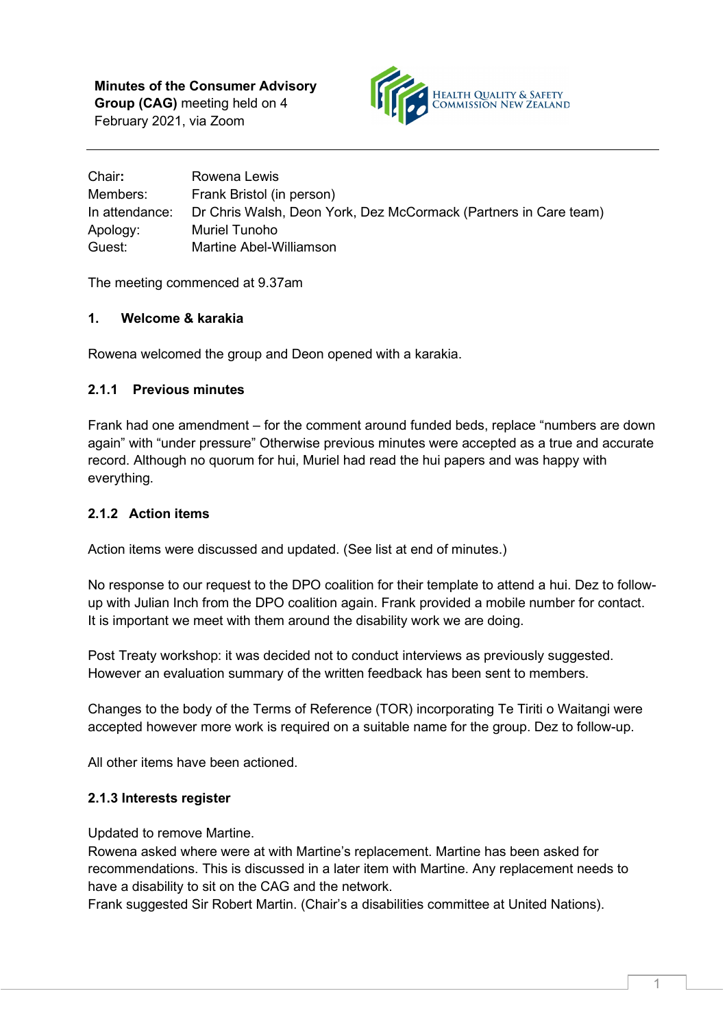**Minutes of the Consumer Advisory Group (CAG)** meeting held on 4 February 2021, via Zoom

HEALTH QUALITY & SAFETY COMMISSION NEW ZEALAND

---

| | |
|---|---|
| Chair**:** | Rowena Lewis |
| Members: | Frank Bristol (in person) |
| In attendance: | Dr Chris Walsh, Deon York, Dez McCormack (Partners in Care team) |
| Apology: | Muriel Tunoho |
| Guest: | Martine Abel-Williamson |

The meeting commenced at 9.37am

### 1. Welcome & karakia

Rowena welcomed the group and Deon opened with a karakia.

### 2.1.1 Previous minutes

Frank had one amendment – for the comment around funded beds, replace "numbers are down again" with "under pressure" Otherwise previous minutes were accepted as a true and accurate record. Although no quorum for hui, Muriel had read the hui papers and was happy with everything.

### 2.1.2 Action items

Action items were discussed and updated. (See list at end of minutes.)

No response to our request to the DPO coalition for their template to attend a hui. Dez to follow-up with Julian Inch from the DPO coalition again. Frank provided a mobile number for contact. It is important we meet with them around the disability work we are doing.

Post Treaty workshop: it was decided not to conduct interviews as previously suggested. However an evaluation summary of the written feedback has been sent to members.

Changes to the body of the Terms of Reference (TOR) incorporating Te Tiriti o Waitangi were accepted however more work is required on a suitable name for the group. Dez to follow-up.

All other items have been actioned.

### 2.1.3 Interests register

Updated to remove Martine.
Rowena asked where were at with Martine's replacement. Martine has been asked for recommendations. This is discussed in a later item with Martine. Any replacement needs to have a disability to sit on the CAG and the network.
Frank suggested Sir Robert Martin. (Chair's a disabilities committee at United Nations).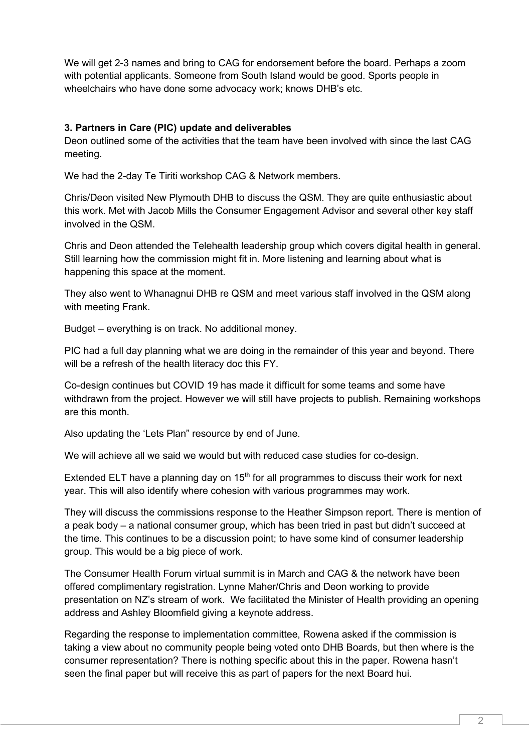We will get 2-3 names and bring to CAG for endorsement before the board. Perhaps a zoom with potential applicants. Someone from South Island would be good. Sports people in wheelchairs who have done some advocacy work; knows DHB's etc.

**3. Partners in Care (PIC) update and deliverables**

Deon outlined some of the activities that the team have been involved with since the last CAG meeting.

We had the 2-day Te Tiriti workshop CAG & Network members.

Chris/Deon visited New Plymouth DHB to discuss the QSM. They are quite enthusiastic about this work. Met with Jacob Mills the Consumer Engagement Advisor and several other key staff involved in the QSM.

Chris and Deon attended the Telehealth leadership group which covers digital health in general. Still learning how the commission might fit in. More listening and learning about what is happening this space at the moment.

They also went to Whanagnui DHB re QSM and meet various staff involved in the QSM along with meeting Frank.

Budget – everything is on track. No additional money.

PIC had a full day planning what we are doing in the remainder of this year and beyond. There will be a refresh of the health literacy doc this FY.

Co-design continues but COVID 19 has made it difficult for some teams and some have withdrawn from the project. However we will still have projects to publish. Remaining workshops are this month.

Also updating the 'Lets Plan" resource by end of June.

We will achieve all we said we would but with reduced case studies for co-design.

Extended ELT have a planning day on 15th for all programmes to discuss their work for next year. This will also identify where cohesion with various programmes may work.

They will discuss the commissions response to the Heather Simpson report. There is mention of a peak body – a national consumer group, which has been tried in past but didn't succeed at the time. This continues to be a discussion point; to have some kind of consumer leadership group. This would be a big piece of work.

The Consumer Health Forum virtual summit is in March and CAG & the network have been offered complimentary registration. Lynne Maher/Chris and Deon working to provide presentation on NZ's stream of work. We facilitated the Minister of Health providing an opening address and Ashley Bloomfield giving a keynote address.

Regarding the response to implementation committee, Rowena asked if the commission is taking a view about no community people being voted onto DHB Boards, but then where is the consumer representation? There is nothing specific about this in the paper. Rowena hasn't seen the final paper but will receive this as part of papers for the next Board hui.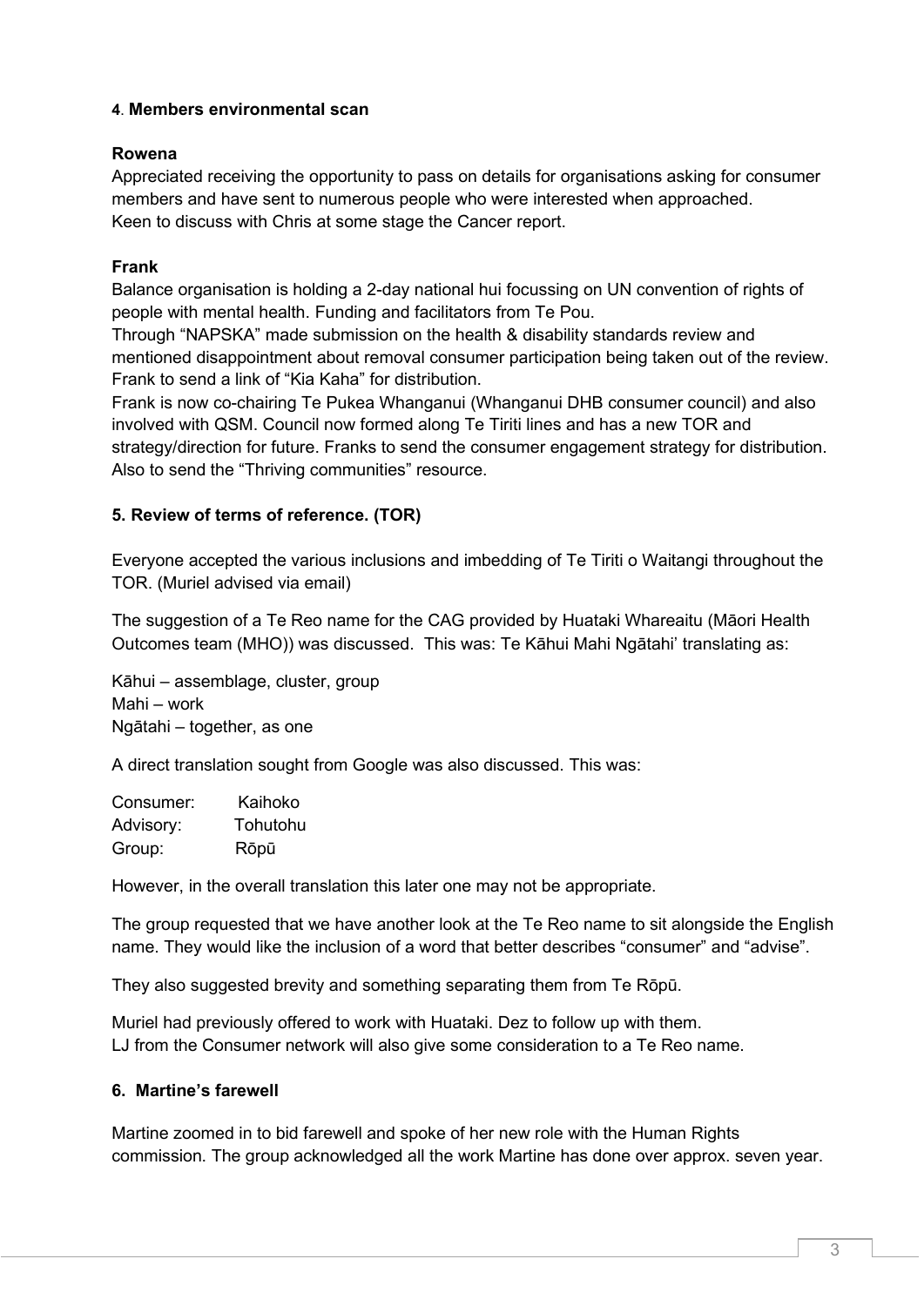## 4. Members environmental scan

**Rowena**

Appreciated receiving the opportunity to pass on details for organisations asking for consumer members and have sent to numerous people who were interested when approached.
Keen to discuss with Chris at some stage the Cancer report.

**Frank**

Balance organisation is holding a 2-day national hui focussing on UN convention of rights of people with mental health. Funding and facilitators from Te Pou.
Through "NAPSKA" made submission on the health & disability standards review and mentioned disappointment about removal consumer participation being taken out of the review.
Frank to send a link of "Kia Kaha" for distribution.
Frank is now co-chairing Te Pukea Whanganui (Whanganui DHB consumer council) and also involved with QSM. Council now formed along Te Tiriti lines and has a new TOR and strategy/direction for future. Franks to send the consumer engagement strategy for distribution. Also to send the "Thriving communities" resource.

## 5. Review of terms of reference. (TOR)

Everyone accepted the various inclusions and imbedding of Te Tiriti o Waitangi throughout the TOR. (Muriel advised via email)

The suggestion of a Te Reo name for the CAG provided by Huataki Whareaitu (Māori Health Outcomes team (MHO)) was discussed. This was: Te Kāhui Mahi Ngātahi' translating as:

Kāhui – assemblage, cluster, group
Mahi – work
Ngātahi – together, as one

A direct translation sought from Google was also discussed. This was:

Consumer: Kaihoko
Advisory: Tohutohu
Group: Rōpū

However, in the overall translation this later one may not be appropriate.

The group requested that we have another look at the Te Reo name to sit alongside the English name. They would like the inclusion of a word that better describes "consumer" and "advise".

They also suggested brevity and something separating them from Te Rōpū.

Muriel had previously offered to work with Huataki. Dez to follow up with them.
LJ from the Consumer network will also give some consideration to a Te Reo name.

## 6. Martine's farewell

Martine zoomed in to bid farewell and spoke of her new role with the Human Rights commission. The group acknowledged all the work Martine has done over approx. seven year.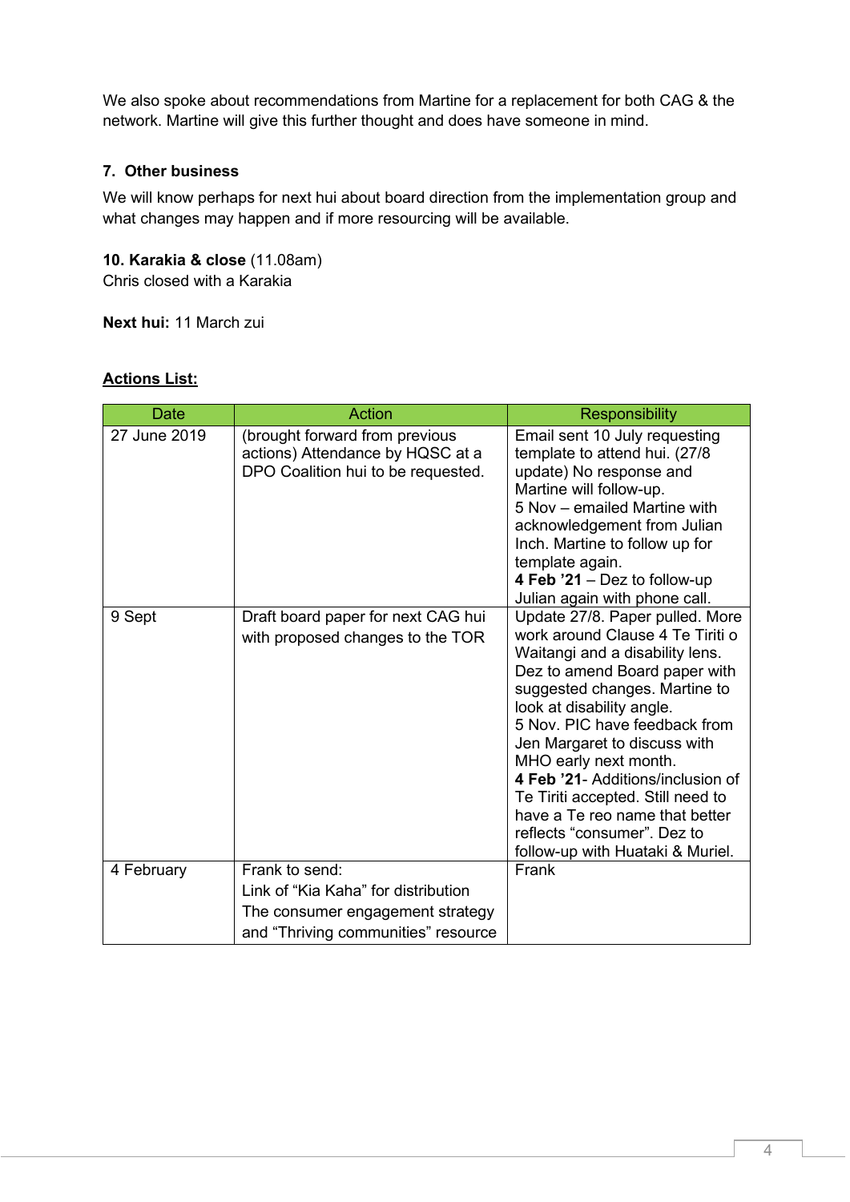We also spoke about recommendations from Martine for a replacement for both CAG & the network. Martine will give this further thought and does have someone in mind.

### 7. Other business

We will know perhaps for next hui about board direction from the implementation group and what changes may happen and if more resourcing will be available.

**10. Karakia & close** (11.08am)
Chris closed with a Karakia

**Next hui:** 11 March zui

**Actions List:**

| Date | Action | Responsibility |
|---|---|---|
| 27 June 2019 | (brought forward from previous actions) Attendance by HQSC at a DPO Coalition hui to be requested. | Email sent 10 July requesting template to attend hui. (27/8 update) No response and Martine will follow-up. 5 Nov – emailed Martine with acknowledgement from Julian Inch. Martine to follow up for template again. **4 Feb '21** – Dez to follow-up Julian again with phone call. |
| 9 Sept | Draft board paper for next CAG hui with proposed changes to the TOR | Update 27/8. Paper pulled. More work around Clause 4 Te Tiriti o Waitangi and a disability lens. Dez to amend Board paper with suggested changes. Martine to look at disability angle. 5 Nov. PIC have feedback from Jen Margaret to discuss with MHO early next month. **4 Feb '21**- Additions/inclusion of Te Tiriti accepted. Still need to have a Te reo name that better reflects "consumer". Dez to follow-up with Huataki & Muriel. |
| 4 February | Frank to send: Link of "Kia Kaha" for distribution The consumer engagement strategy and "Thriving communities" resource | Frank |